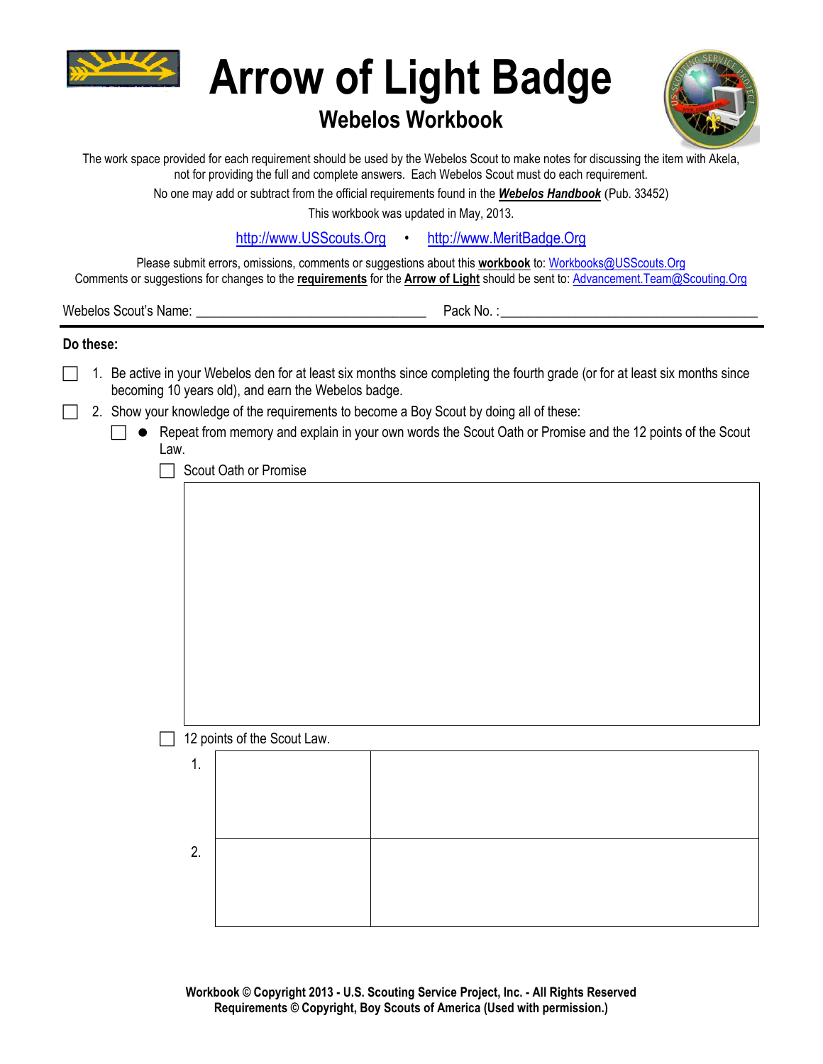# Arrow of Light Badge

## Webelos Workbook

The work space provided for each requirement should be used by the Webelos Scout to make notes for discussing the item with Akela, not for providing the full and complete answers. Each Webelos Scout must do each requirement.

No one may add or subtract from the official requirements found in the ***Webelos Handbook*** (Pub. 33452)

This workbook was updated in May, 2013.

http://www.USScouts.Org • http://www.MeritBadge.Org

Please submit errors, omissions, comments or suggestions about this **workbook** to: Workbooks@USScouts.Org
Comments or suggestions for changes to the **requirements** for the **Arrow of Light** should be sent to: Advancement.Team@Scouting.Org

Webelos Scout's Name: ________________________________ Pack No. :____________________________________

---

**Do these:**

- ☐ 1. Be active in your Webelos den for at least six months since completing the fourth grade (or for at least six months since becoming 10 years old), and earn the Webelos badge.
- ☐ 2. Show your knowledge of the requirements to become a Boy Scout by doing all of these:
  - ☐ ● Repeat from memory and explain in your own words the Scout Oath or Promise and the 12 points of the Scout Law.
    - ☐ Scout Oath or Promise

| |
|---|
| |

    - ☐ 12 points of the Scout Law.

| | | |
|---|---|---|
| 1. | | |
| 2. | | |

Workbook © Copyright 2013 - U.S. Scouting Service Project, Inc. - All Rights Reserved
Requirements © Copyright, Boy Scouts of America (Used with permission.)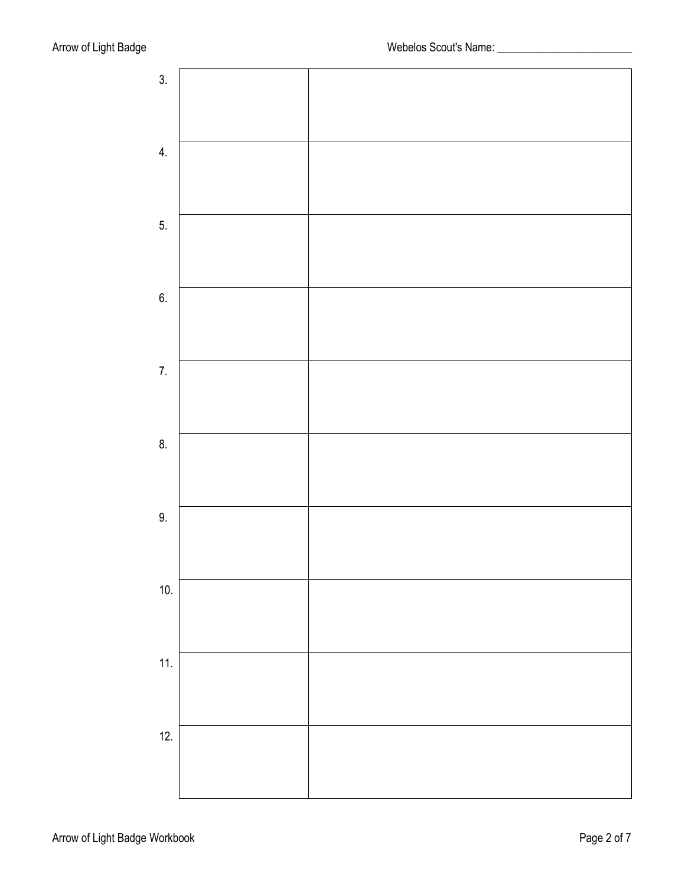Webelos Scout's Name: ________________________

| | | |
|---|---|---|
| 3. | | |
| 4. | | |
| 5. | | |
| 6. | | |
| 7. | | |
| 8. | | |
| 9. | | |
| 10. | | |
| 11. | | |
| 12. | | |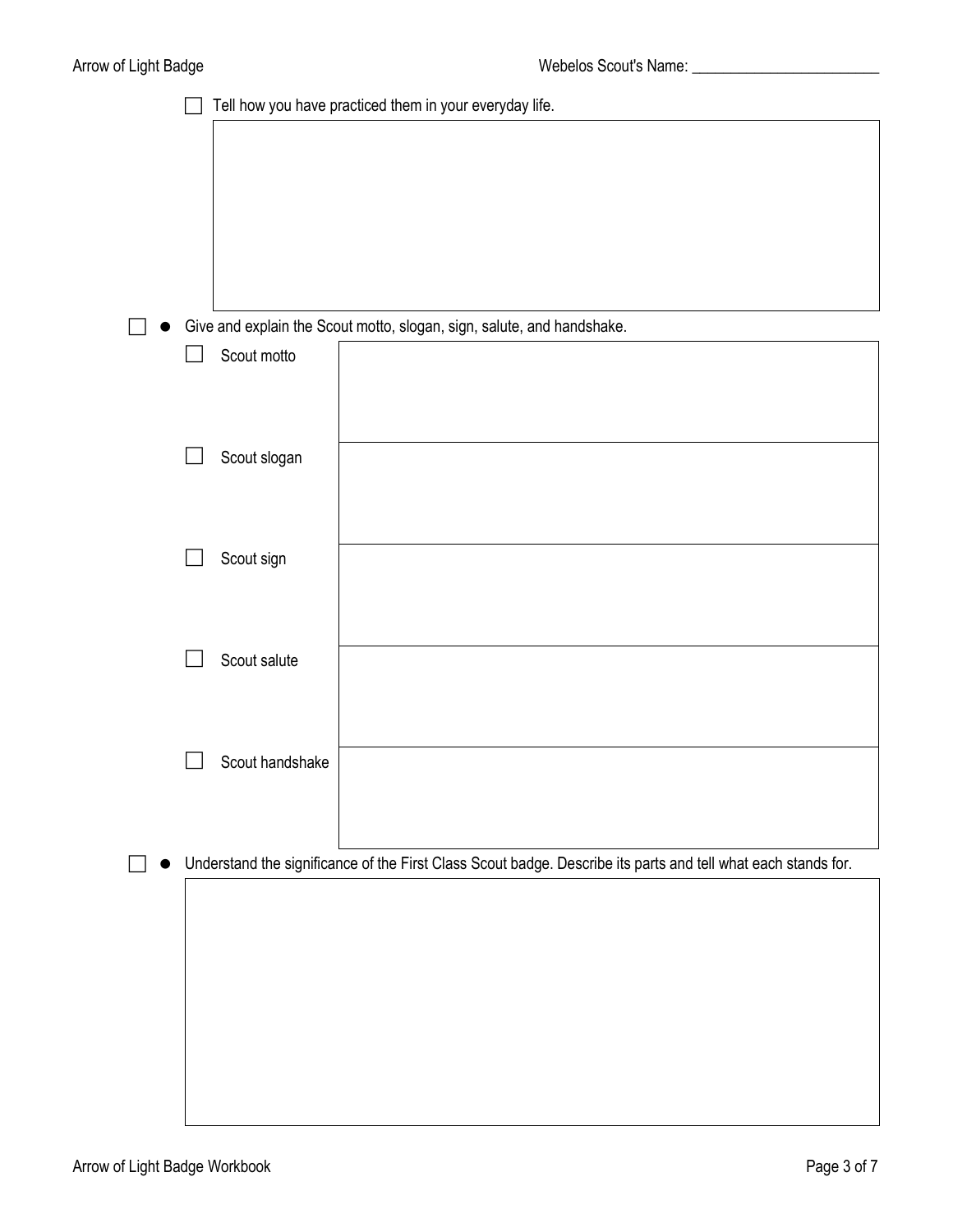☐ Tell how you have practiced them in your everyday life.

☐ ● Give and explain the Scout motto, slogan, sign, salute, and handshake.

| | |
|---|---|
| ☐ Scout motto | |
| ☐ Scout slogan | |
| ☐ Scout sign | |
| ☐ Scout salute | |
| ☐ Scout handshake | |

☐ ● Understand the significance of the First Class Scout badge. Describe its parts and tell what each stands for.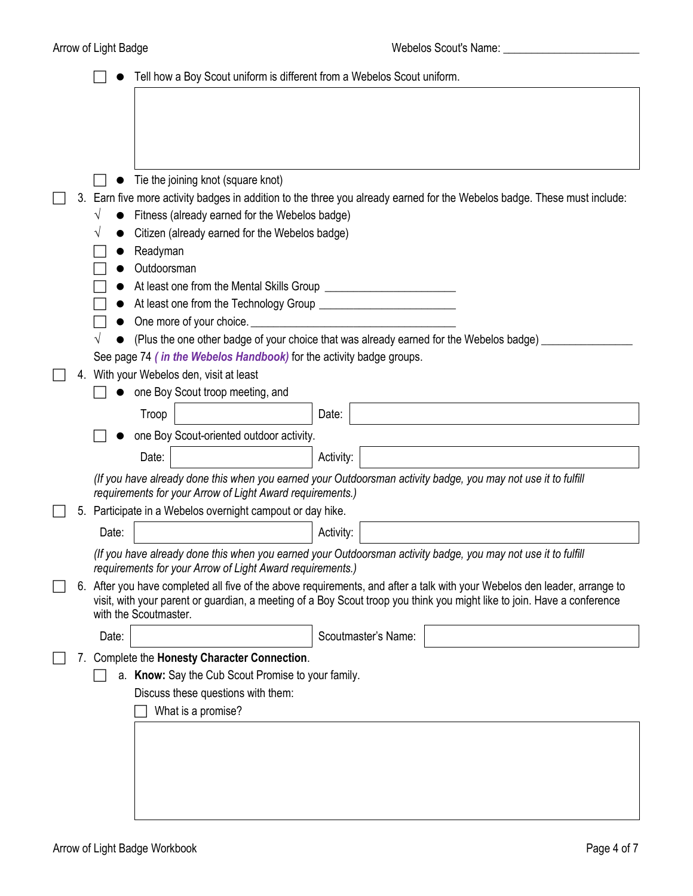- [ ] Tell how a Boy Scout uniform is different from a Webelos Scout uniform.

- [ ] Tie the joining knot (square knot)

- [ ] 3. Earn five more activity badges in addition to the three you already earned for the Webelos badge. These must include:
  - √ Fitness (already earned for the Webelos badge)
  - √ Citizen (already earned for the Webelos badge)
  - [ ] Readyman
  - [ ] Outdoorsman
  - [ ] At least one from the Mental Skills Group ______________________
  - [ ] At least one from the Technology Group ______________________
  - [ ] One more of your choice. ________________________________
  - √ (Plus the one other badge of your choice that was already earned for the Webelos badge) _______________

  See page 74 *( in the Webelos Handbook)* for the activity badge groups.

- [ ] 4. With your Webelos den, visit at least
  - [ ] one Boy Scout troop meeting, and

    | Troop | | Date: | |
    |---|---|---|---|

  - [ ] one Boy Scout-oriented outdoor activity.

    | Date: | | Activity: | |
    |---|---|---|---|

  *(If you have already done this when you earned your Outdoorsman activity badge, you may not use it to fulfill requirements for your Arrow of Light Award requirements.)*

- [ ] 5. Participate in a Webelos overnight campout or day hike.

  | Date: | | Activity: | |
  |---|---|---|---|

  *(If you have already done this when you earned your Outdoorsman activity badge, you may not use it to fulfill requirements for your Arrow of Light Award requirements.)*

- [ ] 6. After you have completed all five of the above requirements, and after a talk with your Webelos den leader, arrange to visit, with your parent or guardian, a meeting of a Boy Scout troop you think you might like to join. Have a conference with the Scoutmaster.

  | Date: | | Scoutmaster's Name: | |
  |---|---|---|---|

- [ ] 7. Complete the **Honesty Character Connection**.
  - [ ] a. **Know:** Say the Cub Scout Promise to your family.

    Discuss these questions with them:

    - [ ] What is a promise?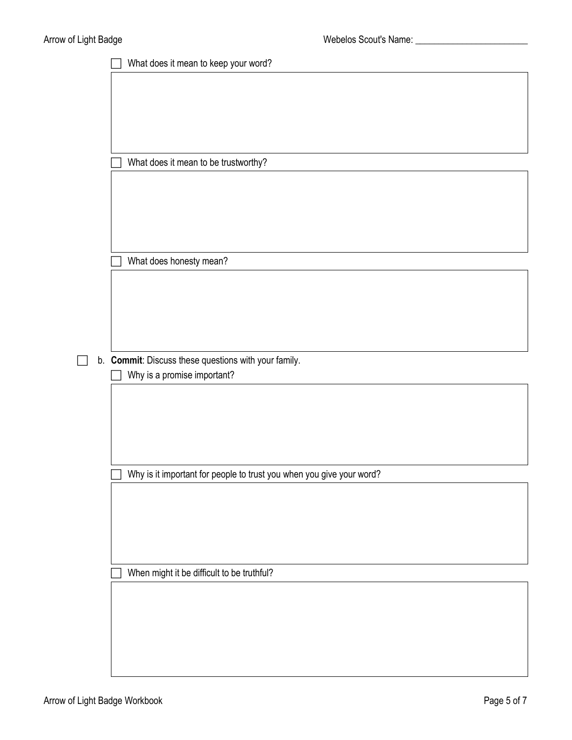- [ ] What does it mean to keep your word?

- [ ] What does it mean to be trustworthy?

- [ ] What does honesty mean?

- [ ] b. **Commit**: Discuss these questions with your family.
  - [ ] Why is a promise important?

  - [ ] Why is it important for people to trust you when you give your word?

  - [ ] When might it be difficult to be truthful?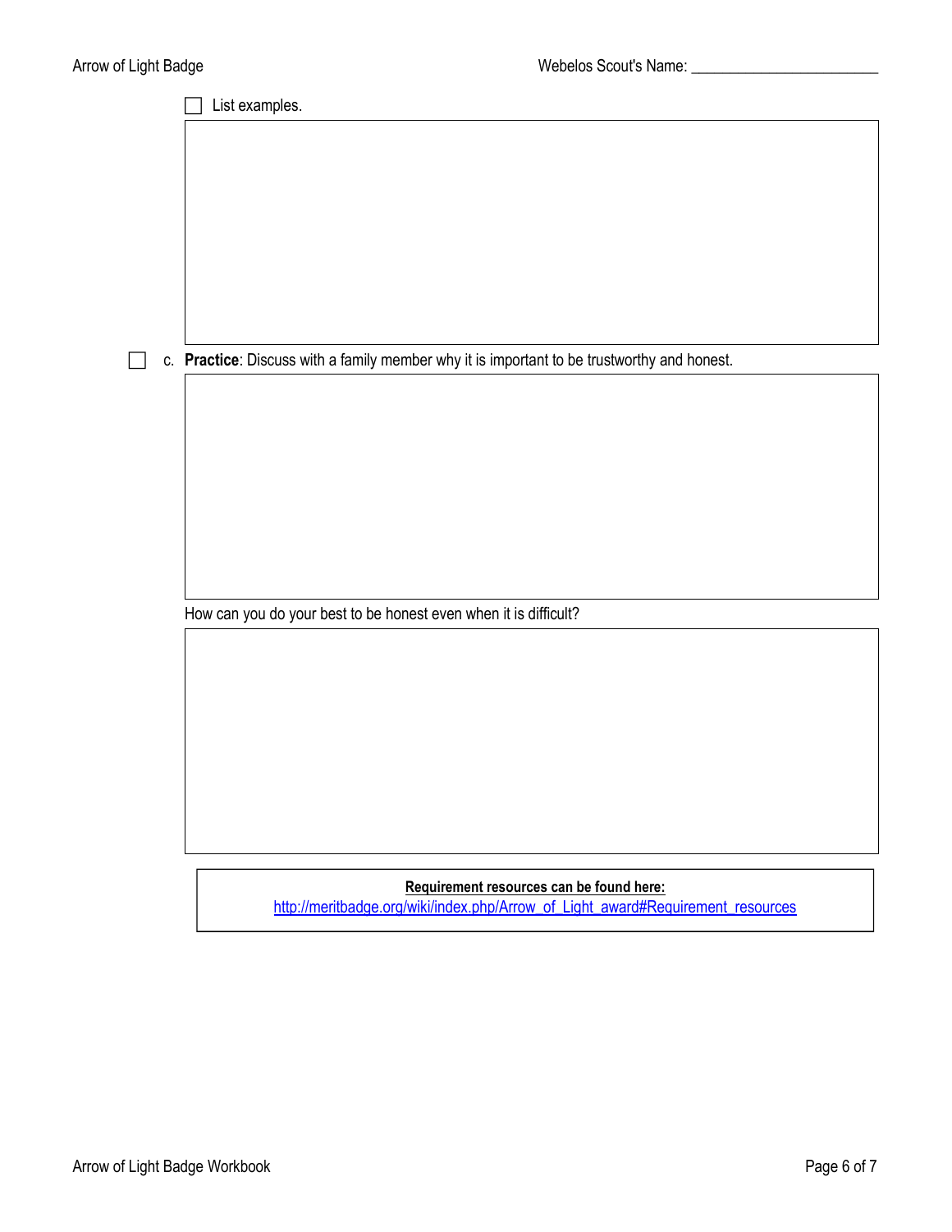- [ ] List examples.

- [ ] c. **Practice**: Discuss with a family member why it is important to be trustworthy and honest.

How can you do your best to be honest even when it is difficult?

**Requirement resources can be found here:**
http://meritbadge.org/wiki/index.php/Arrow_of_Light_award#Requirement_resources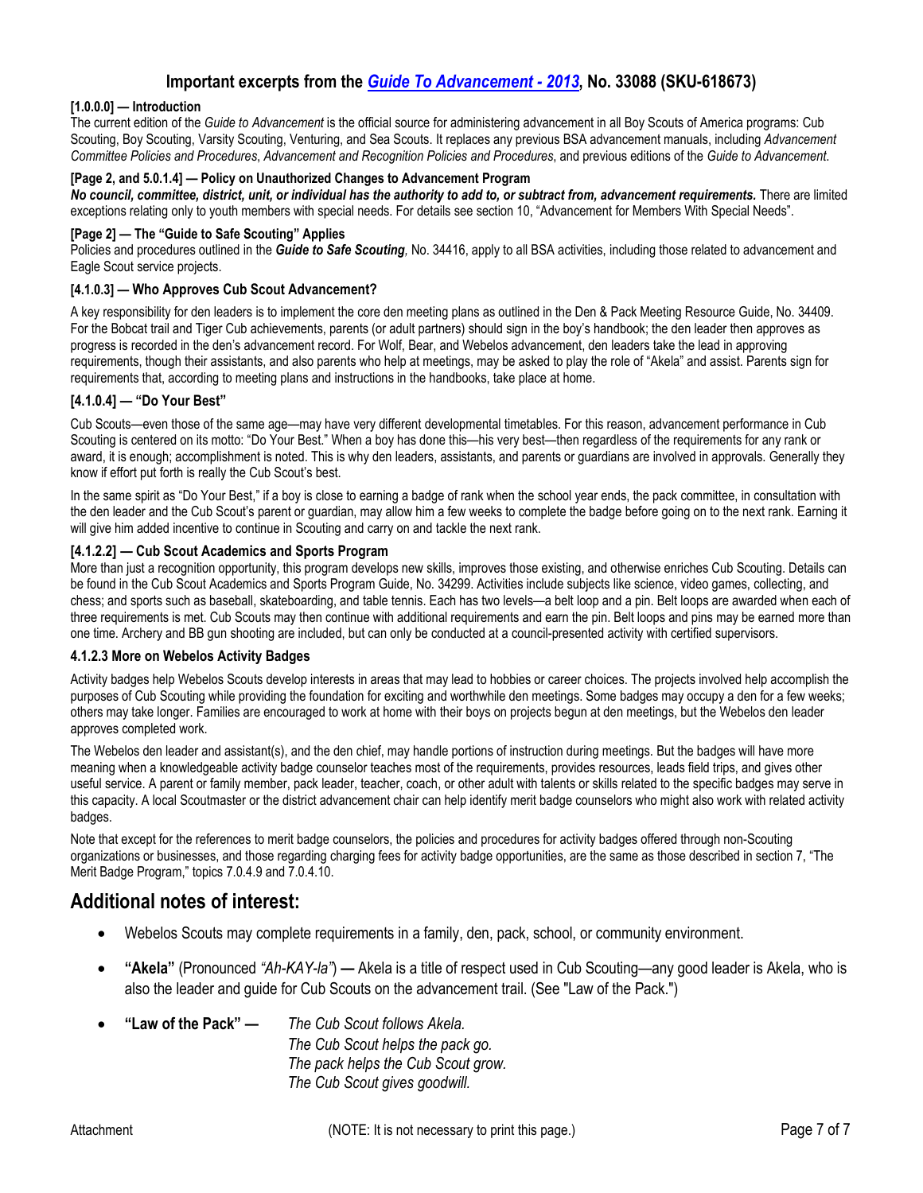## Important excerpts from the *Guide To Advancement - 2013*, No. 33088 (SKU-618673)

**[1.0.0.0] — Introduction**

The current edition of the *Guide to Advancement* is the official source for administering advancement in all Boy Scouts of America programs: Cub Scouting, Boy Scouting, Varsity Scouting, Venturing, and Sea Scouts. It replaces any previous BSA advancement manuals, including *Advancement Committee Policies and Procedures*, *Advancement and Recognition Policies and Procedures*, and previous editions of the *Guide to Advancement*.

**[Page 2, and 5.0.1.4] — Policy on Unauthorized Changes to Advancement Program**

***No council, committee, district, unit, or individual has the authority to add to, or subtract from, advancement requirements.*** There are limited exceptions relating only to youth members with special needs. For details see section 10, "Advancement for Members With Special Needs".

**[Page 2] — The "Guide to Safe Scouting" Applies**

Policies and procedures outlined in the ***Guide to Safe Scouting***, No. 34416, apply to all BSA activities, including those related to advancement and Eagle Scout service projects.

**[4.1.0.3] — Who Approves Cub Scout Advancement?**

A key responsibility for den leaders is to implement the core den meeting plans as outlined in the Den & Pack Meeting Resource Guide, No. 34409. For the Bobcat trail and Tiger Cub achievements, parents (or adult partners) should sign in the boy's handbook; the den leader then approves as progress is recorded in the den's advancement record. For Wolf, Bear, and Webelos advancement, den leaders take the lead in approving requirements, though their assistants, and also parents who help at meetings, may be asked to play the role of "Akela" and assist. Parents sign for requirements that, according to meeting plans and instructions in the handbooks, take place at home.

**[4.1.0.4] — "Do Your Best"**

Cub Scouts—even those of the same age—may have very different developmental timetables. For this reason, advancement performance in Cub Scouting is centered on its motto: "Do Your Best." When a boy has done this—his very best—then regardless of the requirements for any rank or award, it is enough; accomplishment is noted. This is why den leaders, assistants, and parents or guardians are involved in approvals. Generally they know if effort put forth is really the Cub Scout's best.

In the same spirit as "Do Your Best," if a boy is close to earning a badge of rank when the school year ends, the pack committee, in consultation with the den leader and the Cub Scout's parent or guardian, may allow him a few weeks to complete the badge before going on to the next rank. Earning it will give him added incentive to continue in Scouting and carry on and tackle the next rank.

**[4.1.2.2] — Cub Scout Academics and Sports Program**

More than just a recognition opportunity, this program develops new skills, improves those existing, and otherwise enriches Cub Scouting. Details can be found in the Cub Scout Academics and Sports Program Guide, No. 34299. Activities include subjects like science, video games, collecting, and chess; and sports such as baseball, skateboarding, and table tennis. Each has two levels—a belt loop and a pin. Belt loops are awarded when each of three requirements is met. Cub Scouts may then continue with additional requirements and earn the pin. Belt loops and pins may be earned more than one time. Archery and BB gun shooting are included, but can only be conducted at a council-presented activity with certified supervisors.

**4.1.2.3 More on Webelos Activity Badges**

Activity badges help Webelos Scouts develop interests in areas that may lead to hobbies or career choices. The projects involved help accomplish the purposes of Cub Scouting while providing the foundation for exciting and worthwhile den meetings. Some badges may occupy a den for a few weeks; others may take longer. Families are encouraged to work at home with their boys on projects begun at den meetings, but the Webelos den leader approves completed work.

The Webelos den leader and assistant(s), and the den chief, may handle portions of instruction during meetings. But the badges will have more meaning when a knowledgeable activity badge counselor teaches most of the requirements, provides resources, leads field trips, and gives other useful service. A parent or family member, pack leader, teacher, coach, or other adult with talents or skills related to the specific badges may serve in this capacity. A local Scoutmaster or the district advancement chair can help identify merit badge counselors who might also work with related activity badges.

Note that except for the references to merit badge counselors, the policies and procedures for activity badges offered through non-Scouting organizations or businesses, and those regarding charging fees for activity badge opportunities, are the same as those described in section 7, "The Merit Badge Program," topics 7.0.4.9 and 7.0.4.10.

## Additional notes of interest:

- Webelos Scouts may complete requirements in a family, den, pack, school, or community environment.
- **"Akela"** (Pronounced *"Ah-KAY-la"*) **—** Akela is a title of respect used in Cub Scouting—any good leader is Akela, who is also the leader and guide for Cub Scouts on the advancement trail. (See "Law of the Pack.")
- **"Law of the Pack" —** *The Cub Scout follows Akela.*
  *The Cub Scout helps the pack go.*
  *The pack helps the Cub Scout grow.*
  *The Cub Scout gives goodwill.*

Attachment (NOTE: It is not necessary to print this page.)